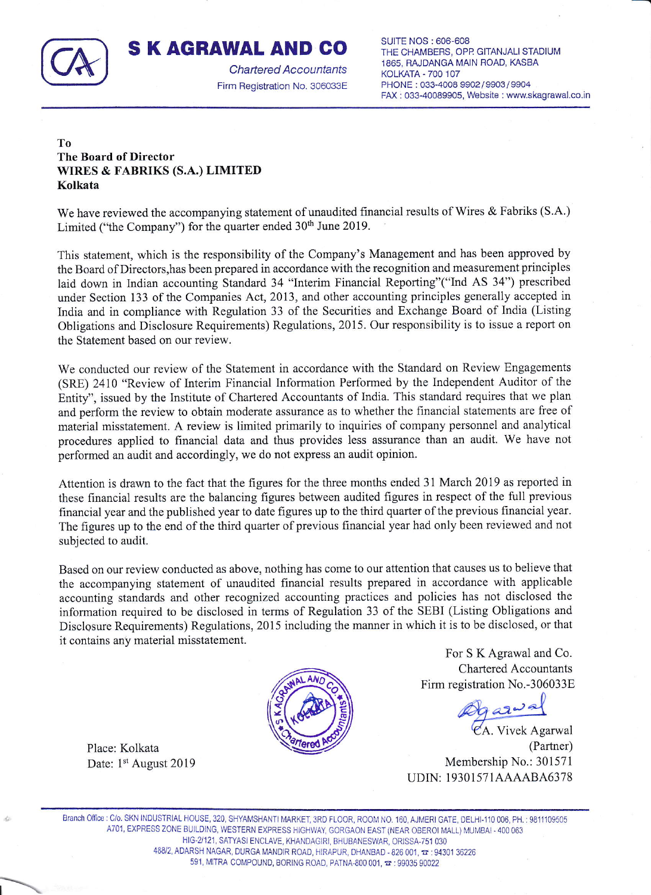# S K AGRAWAL AND CO

Chartered Accountants

Firm Registration No. 306033E

SUITE NOS : 606-608
THE CHAMBERS, OPP. GITANJALI STADIUM
1865, RAJDANGA MAIN ROAD, KASBA
KOLKATA - 700 107
PHONE : 033-4008 9902/9903/9904
FAX : 033-40089905, Website : www.skagrawal.co.in

---

To
**The Board of Director**
**WIRES & FABRIKS (S.A.) LIMITED**
**Kolkata**

We have reviewed the accompanying statement of unaudited financial results of Wires & Fabriks (S.A.) Limited ("the Company") for the quarter ended 30th June 2019.

This statement, which is the responsibility of the Company's Management and has been approved by the Board of Directors,has been prepared in accordance with the recognition and measurement principles laid down in Indian accounting Standard 34 "Interim Financial Reporting"("Ind AS 34") prescribed under Section 133 of the Companies Act, 2013, and other accounting principles generally accepted in India and in compliance with Regulation 33 of the Securities and Exchange Board of India (Listing Obligations and Disclosure Requirements) Regulations, 2015. Our responsibility is to issue a report on the Statement based on our review.

We conducted our review of the Statement in accordance with the Standard on Review Engagements (SRE) 2410 "Review of Interim Financial Information Performed by the Independent Auditor of the Entity", issued by the Institute of Chartered Accountants of India. This standard requires that we plan and perform the review to obtain moderate assurance as to whether the financial statements are free of material misstatement. A review is limited primarily to inquiries of company personnel and analytical procedures applied to financial data and thus provides less assurance than an audit. We have not performed an audit and accordingly, we do not express an audit opinion.

Attention is drawn to the fact that the figures for the three months ended 31 March 2019 as reported in these financial results are the balancing figures between audited figures in respect of the full previous financial year and the published year to date figures up to the third quarter of the previous financial year. The figures up to the end of the third quarter of previous financial year had only been reviewed and not subjected to audit.

Based on our review conducted as above, nothing has come to our attention that causes us to believe that the accompanying statement of unaudited financial results prepared in accordance with applicable accounting standards and other recognized accounting practices and policies has not disclosed the information required to be disclosed in terms of Regulation 33 of the SEBI (Listing Obligations and Disclosure Requirements) Regulations, 2015 including the manner in which it is to be disclosed, or that it contains any material misstatement.

For S K Agrawal and Co.
Chartered Accountants
Firm registration No.-306033E

CA. Vivek Agarwal
(Partner)
Membership No.: 301571
UDIN: 19301571AAAABA6378

Place: Kolkata
Date: 1st August 2019

---

Branch Office : C/o. SKN INDUSTRIAL HOUSE, 320, SHYAMSHANTI MARKET, 3RD FLOOR, ROOM NO. 160, AJMERI GATE, DELHI-110 006, PH. : 9811109505
A701, EXPRESS ZONE BUILDING, WESTERN EXPRESS HIGHWAY, GORGAON EAST (NEAR OBEROI MALL) MUMBAI - 400 063
HIG-2/121, SATYASI ENCLAVE, KHANDAGIRI, BHUBANESWAR, ORISSA-751 030
488/2, ADARSH NAGAR, DURGA MANDIR ROAD, HIRAPUR, DHANBAD - 826 001, ☎ : 94301 36226
591, MITRA COMPOUND, BORING ROAD, PATNA-800 001, ☎ : 99035 90022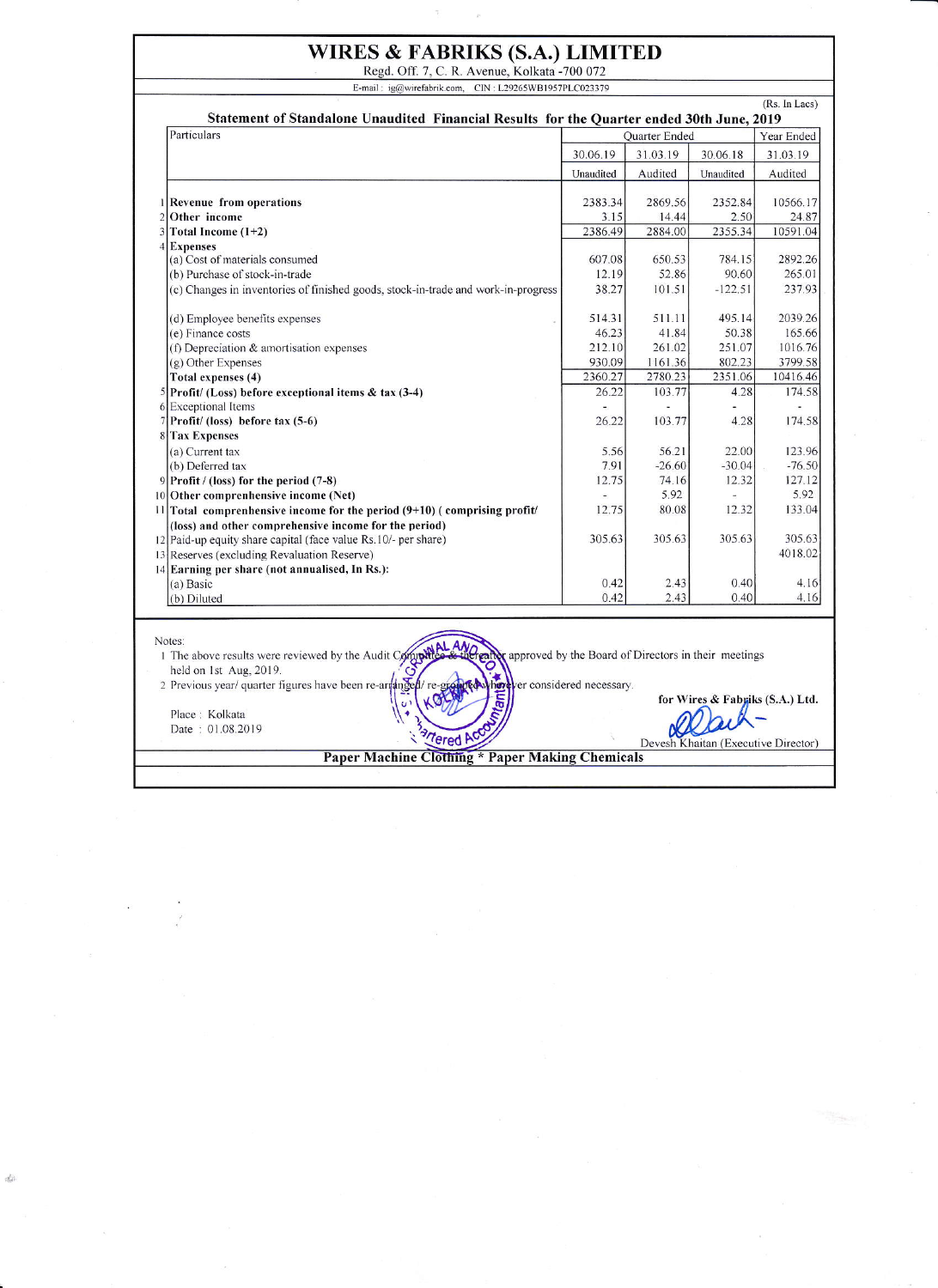# WIRES & FABRIKS (S.A.) LIMITED

Regd. Off. 7, C. R. Avenue, Kolkata -700 072

E-mail : ig@wirefabrik.com, CIN : L29265WB1957PLC023379

(Rs. In Lacs)

## Statement of Standalone Unaudited Financial Results for the Quarter ended 30th June, 2019

| | Particulars | Quarter Ended | | | Year Ended |
|---|---|---|---|---|---|
| | | 30.06.19 | 31.03.19 | 30.06.18 | 31.03.19 |
| | | Unaudited | Audited | Unaudited | Audited |
| 1 | **Revenue from operations** | 2383.34 | 2869.56 | 2352.84 | 10566.17 |
| 2 | **Other income** | 3.15 | 14.44 | 2.50 | 24.87 |
| 3 | **Total Income (1+2)** | 2386.49 | 2884.00 | 2355.34 | 10591.04 |
| 4 | **Expenses** | | | | |
| | (a) Cost of materials consumed | 607.08 | 650.53 | 784.15 | 2892.26 |
| | (b) Purchase of stock-in-trade | 12.19 | 52.86 | 90.60 | 265.01 |
| | (c) Changes in inventories of finished goods, stock-in-trade and work-in-progress | 38.27 | 101.51 | -122.51 | 237.93 |
| | (d) Employee benefits expenses | 514.31 | 511.11 | 495.14 | 2039.26 |
| | (e) Finance costs | 46.23 | 41.84 | 50.38 | 165.66 |
| | (f) Depreciation & amortisation expenses | 212.10 | 261.02 | 251.07 | 1016.76 |
| | (g) Other Expenses | 930.09 | 1161.36 | 802.23 | 3799.58 |
| | **Total expenses (4)** | 2360.27 | 2780.23 | 2351.06 | 10416.46 |
| 5 | **Profit/ (Loss) before exceptional items & tax (3-4)** | 26.22 | 103.77 | 4.28 | 174.58 |
| 6 | Exceptional Items | - | - | - | - |
| 7 | **Profit/ (loss) before tax (5-6)** | 26.22 | 103.77 | 4.28 | 174.58 |
| 8 | **Tax Expenses** | | | | |
| | (a) Current tax | 5.56 | 56.21 | 22.00 | 123.96 |
| | (b) Deferred tax | 7.91 | -26.60 | -30.04 | -76.50 |
| 9 | **Profit / (loss) for the period (7-8)** | 12.75 | 74.16 | 12.32 | 127.12 |
| 10 | **Other comprehensive income (Net)** | - | 5.92 | - | 5.92 |
| 11 | **Total comprehensive income for the period (9+10) ( comprising profit/ (loss) and other comprehensive income for the period)** | 12.75 | 80.08 | 12.32 | 133.04 |
| 12 | Paid-up equity share capital (face value Rs.10/- per share) | 305.63 | 305.63 | 305.63 | 305.63 |
| 13 | Reserves (excluding Revaluation Reserve) | | | | 4018.02 |
| 14 | **Earning per share (not annualised, In Rs.):** | | | | |
| | (a) Basic | 0.42 | 2.43 | 0.40 | 4.16 |
| | (b) Diluted | 0.42 | 2.43 | 0.40 | 4.16 |

Notes:

1. The above results were reviewed by the Audit Committee & thereafter approved by the Board of Directors in their meetings held on 1st Aug, 2019.
2. Previous year/ quarter figures have been re-arranged/ re-grouped wherever considered necessary.

Place : Kolkata

Date : 01.08.2019

for Wires & Fabriks (S.A.) Ltd.

Devesh Khaitan (Executive Director)

**Paper Machine Clothing * Paper Making Chemicals**